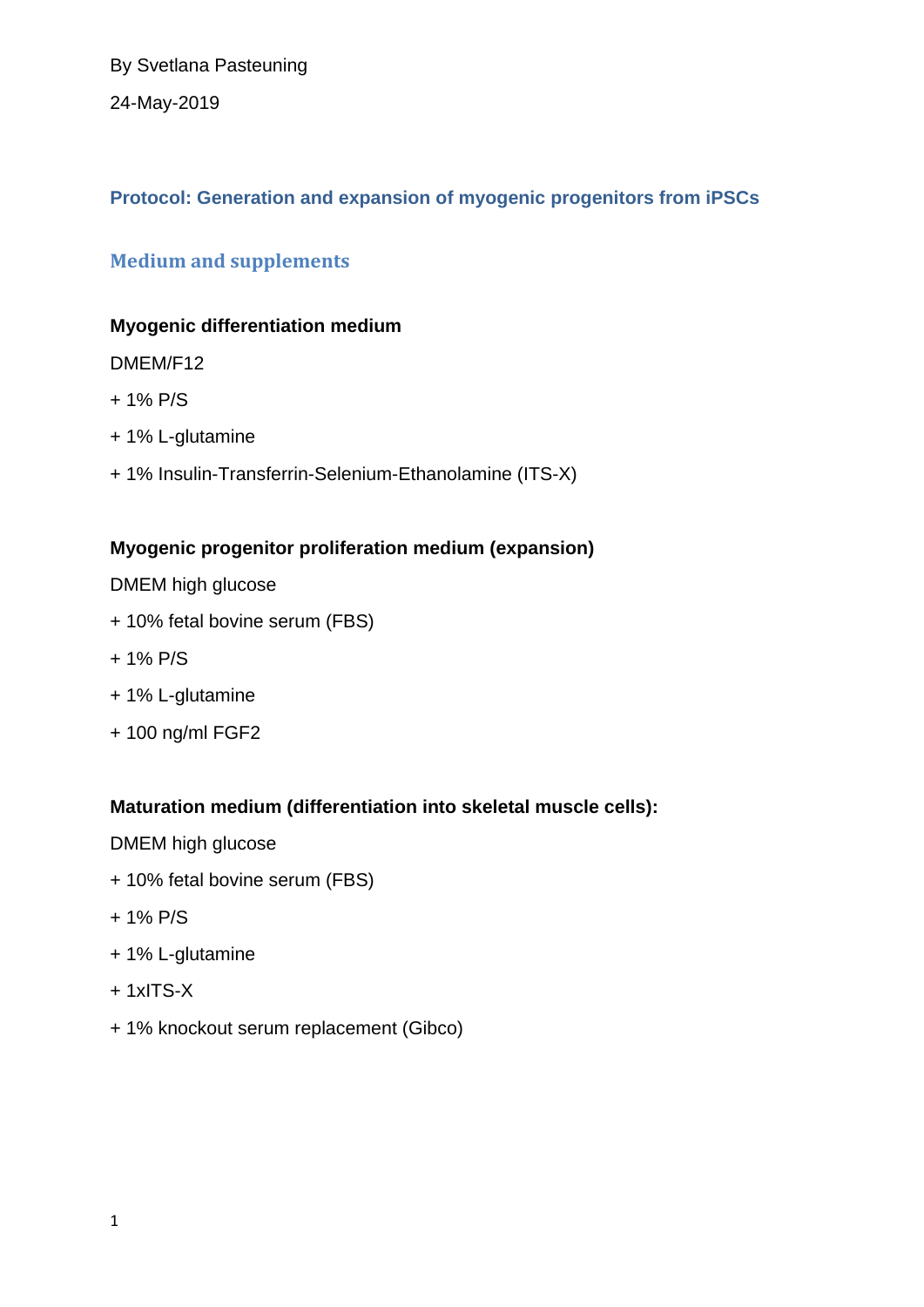By Svetlana Pasteuning

24-May-2019

# Protocol: Generation and expansion of myogenic progenitors from iPSCs

## Medium and supplements

**Myogenic differentiation medium**

DMEM/F12

+ 1% P/S

+ 1% L-glutamine

+ 1% Insulin-Transferrin-Selenium-Ethanolamine (ITS-X)

**Myogenic progenitor proliferation medium (expansion)**

DMEM high glucose

+ 10% fetal bovine serum (FBS)

+ 1% P/S

+ 1% L-glutamine

+ 100 ng/ml FGF2

**Maturation medium (differentiation into skeletal muscle cells):**

DMEM high glucose

+ 10% fetal bovine serum (FBS)

+ 1% P/S

+ 1% L-glutamine

+ 1xITS-X

+ 1% knockout serum replacement (Gibco)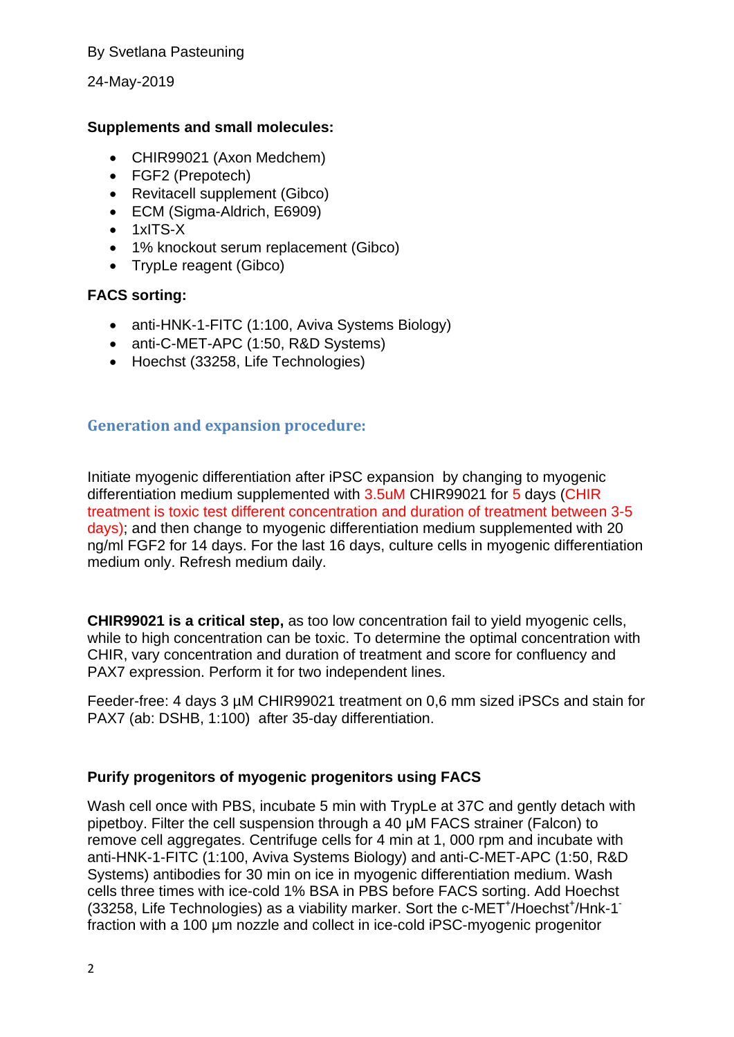By Svetlana Pasteuning

24-May-2019

**Supplements and small molecules:**

- CHIR99021 (Axon Medchem)
- FGF2 (Prepotech)
- Revitacell supplement (Gibco)
- ECM (Sigma-Aldrich, E6909)
- 1xITS-X
- 1% knockout serum replacement (Gibco)
- TrypLe reagent (Gibco)

**FACS sorting:**

- anti-HNK-1-FITC (1:100, Aviva Systems Biology)
- anti-C-MET-APC (1:50, R&D Systems)
- Hoechst (33258, Life Technologies)

## Generation and expansion procedure:

Initiate myogenic differentiation after iPSC expansion by changing to myogenic differentiation medium supplemented with 3.5uM CHIR99021 for 5 days (CHIR treatment is toxic test different concentration and duration of treatment between 3-5 days); and then change to myogenic differentiation medium supplemented with 20 ng/ml FGF2 for 14 days. For the last 16 days, culture cells in myogenic differentiation medium only. Refresh medium daily.

**CHIR99021 is a critical step,** as too low concentration fail to yield myogenic cells, while to high concentration can be toxic. To determine the optimal concentration with CHIR, vary concentration and duration of treatment and score for confluency and PAX7 expression. Perform it for two independent lines.

Feeder-free: 4 days 3 µM CHIR99021 treatment on 0,6 mm sized iPSCs and stain for PAX7 (ab: DSHB, 1:100) after 35-day differentiation.

**Purify progenitors of myogenic progenitors using FACS**

Wash cell once with PBS, incubate 5 min with TrypLe at 37C and gently detach with pipetboy. Filter the cell suspension through a 40 µM FACS strainer (Falcon) to remove cell aggregates. Centrifuge cells for 4 min at 1, 000 rpm and incubate with anti-HNK-1-FITC (1:100, Aviva Systems Biology) and anti-C-MET-APC (1:50, R&D Systems) antibodies for 30 min on ice in myogenic differentiation medium. Wash cells three times with ice-cold 1% BSA in PBS before FACS sorting. Add Hoechst (33258, Life Technologies) as a viability marker. Sort the c-MET$^+$/Hoechst$^+$/Hnk-1$^-$ fraction with a 100 µm nozzle and collect in ice-cold iPSC-myogenic progenitor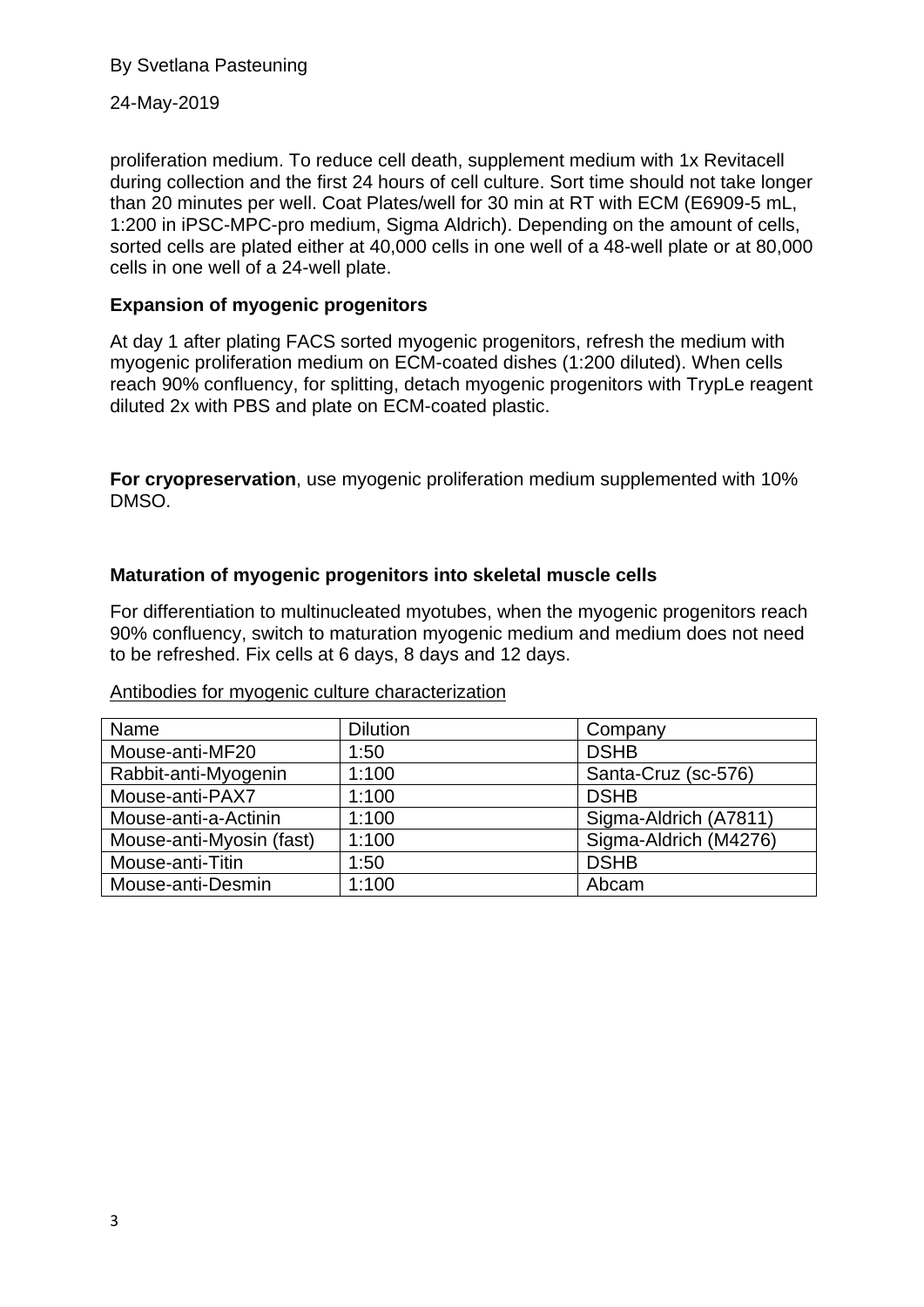proliferation medium. To reduce cell death, supplement medium with 1x Revitacell during collection and the first 24 hours of cell culture. Sort time should not take longer than 20 minutes per well. Coat Plates/well for 30 min at RT with ECM (E6909-5 mL, 1:200 in iPSC-MPC-pro medium, Sigma Aldrich). Depending on the amount of cells, sorted cells are plated either at 40,000 cells in one well of a 48-well plate or at 80,000 cells in one well of a 24-well plate.

**Expansion of myogenic progenitors**

At day 1 after plating FACS sorted myogenic progenitors, refresh the medium with myogenic proliferation medium on ECM-coated dishes (1:200 diluted). When cells reach 90% confluency, for splitting, detach myogenic progenitors with TrypLe reagent diluted 2x with PBS and plate on ECM-coated plastic.

**For cryopreservation**, use myogenic proliferation medium supplemented with 10% DMSO.

**Maturation of myogenic progenitors into skeletal muscle cells**

For differentiation to multinucleated myotubes, when the myogenic progenitors reach 90% confluency, switch to maturation myogenic medium and medium does not need to be refreshed. Fix cells at 6 days, 8 days and 12 days.

Antibodies for myogenic culture characterization

| Name | Dilution | Company |
| --- | --- | --- |
| Mouse-anti-MF20 | 1:50 | DSHB |
| Rabbit-anti-Myogenin | 1:100 | Santa-Cruz (sc-576) |
| Mouse-anti-PAX7 | 1:100 | DSHB |
| Mouse-anti-a-Actinin | 1:100 | Sigma-Aldrich (A7811) |
| Mouse-anti-Myosin (fast) | 1:100 | Sigma-Aldrich (M4276) |
| Mouse-anti-Titin | 1:50 | DSHB |
| Mouse-anti-Desmin | 1:100 | Abcam |